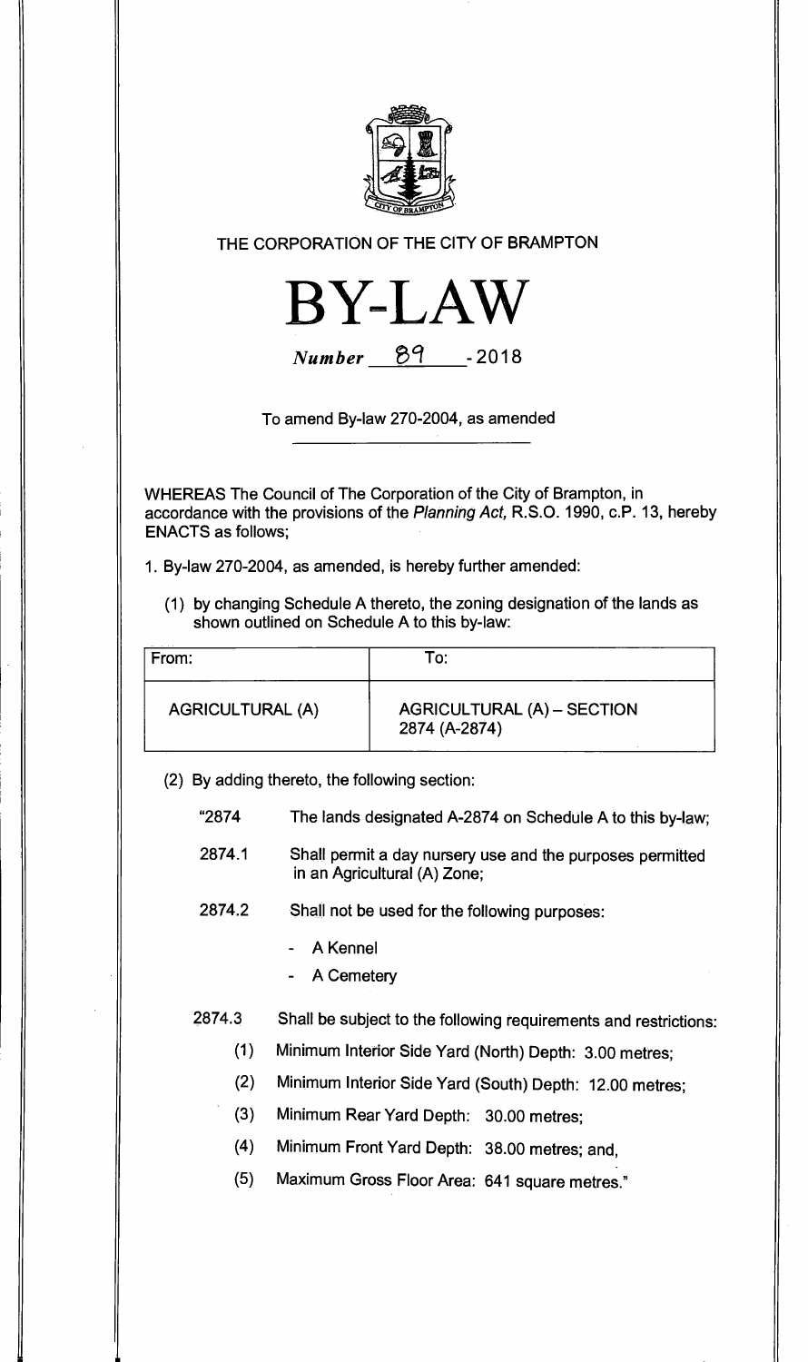THE CORPORATION OF THE CITY OF BRAMPTON

# BY-LAW

*Number* 89 - 2018

To amend By-law 270-2004, as amended

WHEREAS The Council of The Corporation of the City of Brampton, in accordance with the provisions of the *Planning Act*, R.S.O. 1990, c.P. 13, hereby ENACTS as follows;

1. By-law 270-2004, as amended, is hereby further amended:

   (1) by changing Schedule A thereto, the zoning designation of the lands as shown outlined on Schedule A to this by-law:

| From: | To: |
|---|---|
| AGRICULTURAL (A) | AGRICULTURAL (A) – SECTION 2874 (A-2874) |

   (2) By adding thereto, the following section:

"2874 The lands designated A-2874 on Schedule A to this by-law;

2874.1 Shall permit a day nursery use and the purposes permitted in an Agricultural (A) Zone;

2874.2 Shall not be used for the following purposes:

- A Kennel
- A Cemetery

2874.3 Shall be subject to the following requirements and restrictions:

(1) Minimum Interior Side Yard (North) Depth: 3.00 metres;

(2) Minimum Interior Side Yard (South) Depth: 12.00 metres;

(3) Minimum Rear Yard Depth: 30.00 metres;

(4) Minimum Front Yard Depth: 38.00 metres; and,

(5) Maximum Gross Floor Area: 641 square metres."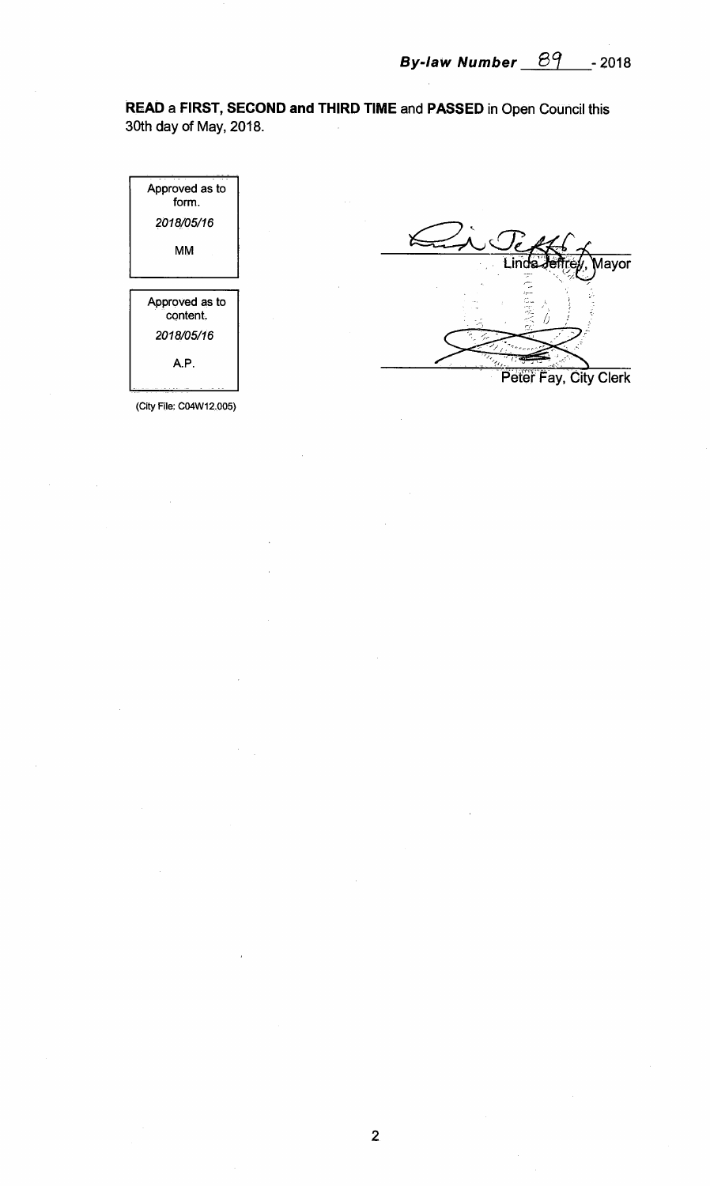***By-law Number 89 - 2018***

**READ a FIRST, SECOND and THIRD TIME and PASSED** in Open Council this 30th day of May, 2018.

| Approved as to form. |
|---|
| *2018/05/16* |
| MM |

| Approved as to content. |
|---|
| *2018/05/16* |
| A.P. |

(City File: C04W12.005)

Linda Jeffrey, Mayor

Peter Fay, City Clerk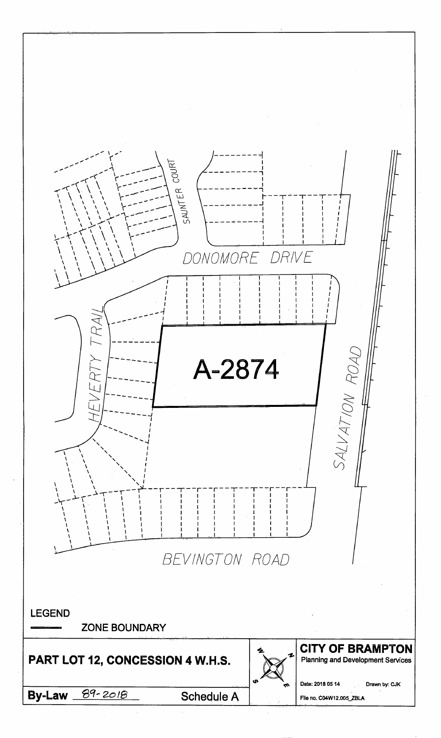SAUNTER COURT

DONOMORE DRIVE

HEVERTY TRAIL

A-2874

SALVATION ROAD

BEVINGTON ROAD

LEGEND

ZONE BOUNDARY

**PART LOT 12, CONCESSION 4 W.H.S.**

**By-Law** 89-2018 Schedule A

**CITY OF BRAMPTON**
Planning and Development Services

Date: 2018 05 14 Drawn by: CJK

File no. C04W12.005_ZBLA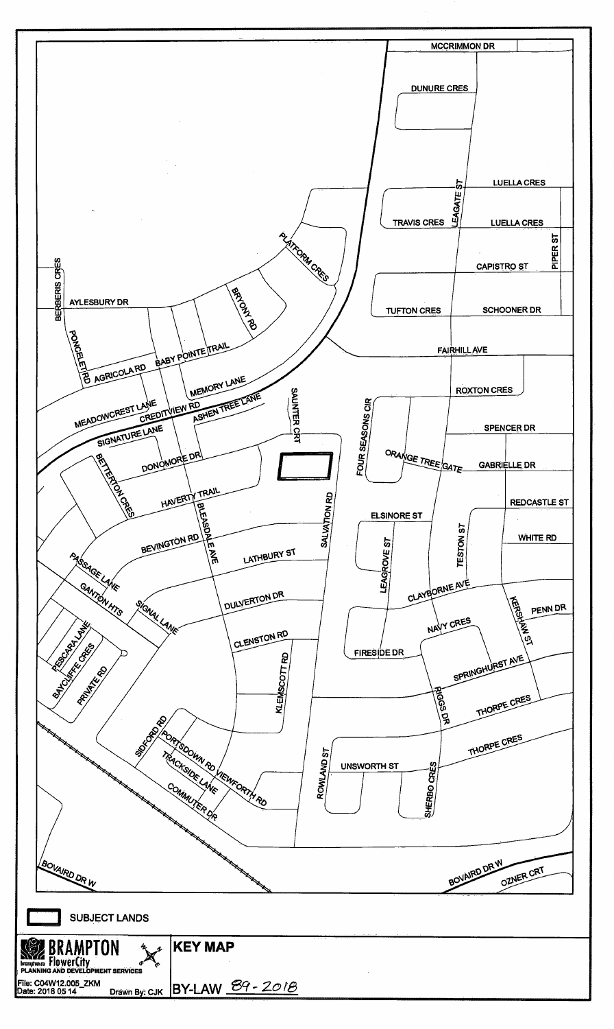MCCRIMMON DR

DUNURE CRES

LUELLA CRES

TRAVIS CRES

LEAGATE ST

LUELLA CRES

PIPER ST

CAPISTRO ST

BERBERIS CRES

PLATFORM CRES

AYLESBURY DR

BRYONY RD

TUFTON CRES

SCHOONER DR

PONCELET RD

BABY POINTE TRAIL

FAIRHILL AVE

AGRICOLA RD

MEMORY LANE

ROXTON CRES

MEADOWCREST LANE

CREDITVIEW RD

ASHEN TREE LANE

SAUNTER CRT

FOUR SEASONS CIR

SPENCER DR

SIGNATURE LANE

ORANGE TREE GATE

GABRIELLE DR

DONOMORE DR

BETTERTON CRES

HAVERTY TRAIL

REDCASTLE ST

ELSINORE ST

TESTON ST

WHITE RD

BEVINGTON RD

BLEASDALE AVE

SALVATION RD

LATHBURY ST

LEAGROVE ST

PASSAGE LANE

CLAYBORNE AVE

KERSHAW ST

PENN DR

GANTON HTS

DULVERTON DR

SIGNAL LANE

NAVY CRES

FIRESIDE DR

CLENSTON RD

PESCARA LANE

BAYCLIFFE CRES

KLEMSCOTT RD

SPRINGHURST AVE

PRIVATE RD

RIGGS DR

THORPE CRES

SIDFORD RD

PORTSDOWN RD

VIEWFORTH RD

ROWLAND ST

UNSWORTH ST

THORPE CRES

TRACKSIDE LANE

SHERBO CRES

COMMUTER DR

BOVAIRD DR W

BOVAIRD DR W

OZNER CRT

SUBJECT LANDS

BRAMPTON FlowerCity
brampton.ca
PLANNING AND DEVELOPMENT SERVICES

File: C04W12.005_ZKM
Date: 2018 05 14

Drawn By: CJK

**KEY MAP**

BY-LAW 89-2018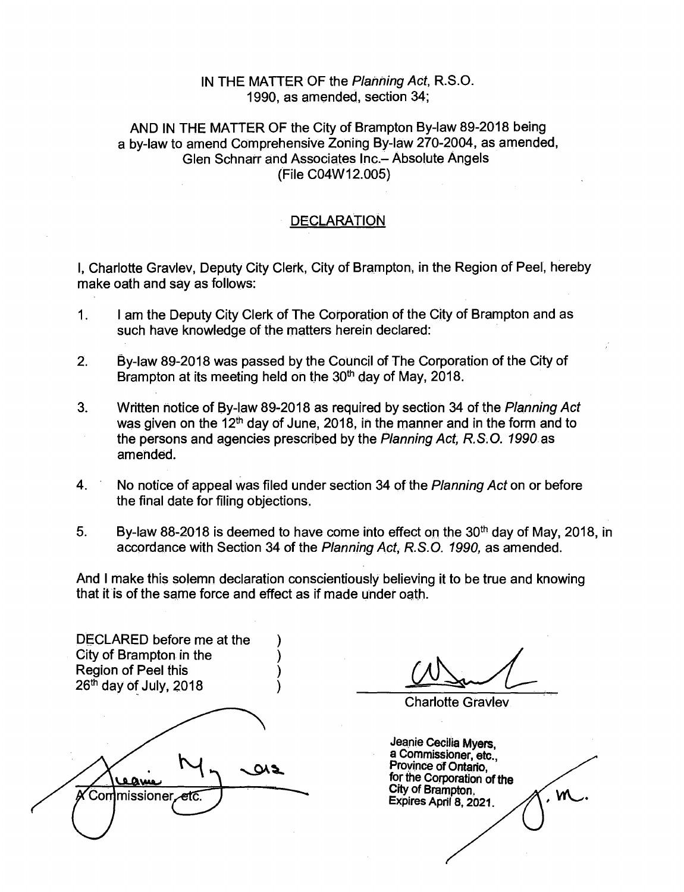IN THE MATTER OF the *Planning Act*, R.S.O. 1990, as amended, section 34;

AND IN THE MATTER OF the City of Brampton By-law 89-2018 being a by-law to amend Comprehensive Zoning By-law 270-2004, as amended, Glen Schnarr and Associates Inc.– Absolute Angels (File C04W12.005)

## DECLARATION

I, Charlotte Gravlev, Deputy City Clerk, City of Brampton, in the Region of Peel, hereby make oath and say as follows:

1. I am the Deputy City Clerk of The Corporation of the City of Brampton and as such have knowledge of the matters herein declared:

2. By-law 89-2018 was passed by the Council of The Corporation of the City of Brampton at its meeting held on the 30th day of May, 2018.

3. Written notice of By-law 89-2018 as required by section 34 of the *Planning Act* was given on the 12th day of June, 2018, in the manner and in the form and to the persons and agencies prescribed by the *Planning Act, R.S.O. 1990* as amended.

4. No notice of appeal was filed under section 34 of the *Planning Act* on or before the final date for filing objections.

5. By-law 88-2018 is deemed to have come into effect on the 30th day of May, 2018, in accordance with Section 34 of the *Planning Act, R.S.O. 1990,* as amended.

And I make this solemn declaration conscientiously believing it to be true and knowing that it is of the same force and effect as if made under oath.

DECLARED before me at the City of Brampton in the Region of Peel this 26th day of July, 2018

Charlotte Gravlev

A Commissioner, etc.

Jeanie Cecilia Myers,
a Commissioner, etc.,
Province of Ontario,
for the Corporation of the
City of Brampton.
Expires April 8, 2021.